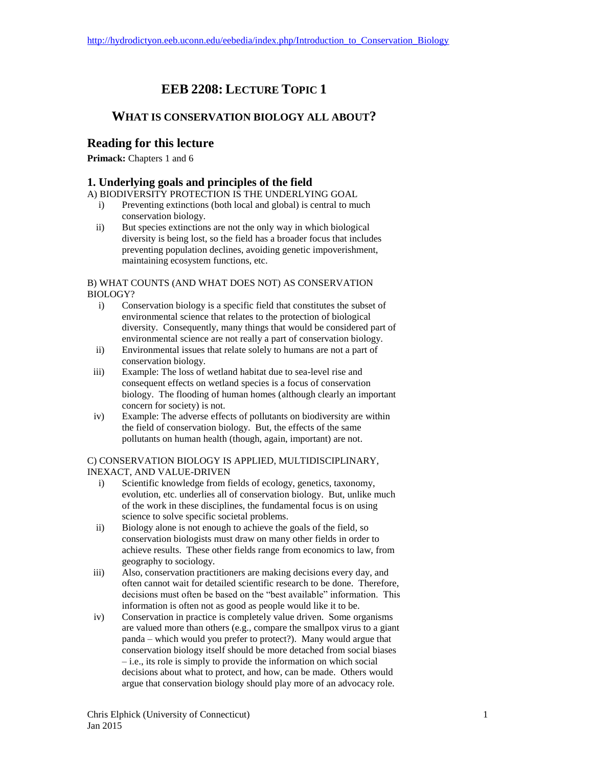# EEB 2208: LECTURE TOPIC 1

## WHAT IS CONSERVATION BIOLOGY ALL ABOUT?

## Reading for this lecture

**Primack:** Chapters 1 and 6

### 1. Underlying goals and principles of the field

A) BIODIVERSITY PROTECTION IS THE UNDERLYING GOAL

- i) Preventing extinctions (both local and global) is central to much conservation biology.
- ii) But species extinctions are not the only way in which biological diversity is being lost, so the field has a broader focus that includes preventing population declines, avoiding genetic impoverishment, maintaining ecosystem functions, etc.

B) WHAT COUNTS (AND WHAT DOES NOT) AS CONSERVATION BIOLOGY?

- i) Conservation biology is a specific field that constitutes the subset of environmental science that relates to the protection of biological diversity. Consequently, many things that would be considered part of environmental science are not really a part of conservation biology.
- ii) Environmental issues that relate solely to humans are not a part of conservation biology.
- iii) Example: The loss of wetland habitat due to sea-level rise and consequent effects on wetland species is a focus of conservation biology. The flooding of human homes (although clearly an important concern for society) is not.
- iv) Example: The adverse effects of pollutants on biodiversity are within the field of conservation biology. But, the effects of the same pollutants on human health (though, again, important) are not.

C) CONSERVATION BIOLOGY IS APPLIED, MULTIDISCIPLINARY, INEXACT, AND VALUE-DRIVEN

- i) Scientific knowledge from fields of ecology, genetics, taxonomy, evolution, etc. underlies all of conservation biology. But, unlike much of the work in these disciplines, the fundamental focus is on using science to solve specific societal problems.
- ii) Biology alone is not enough to achieve the goals of the field, so conservation biologists must draw on many other fields in order to achieve results. These other fields range from economics to law, from geography to sociology.
- iii) Also, conservation practitioners are making decisions every day, and often cannot wait for detailed scientific research to be done. Therefore, decisions must often be based on the "best available" information. This information is often not as good as people would like it to be.
- iv) Conservation in practice is completely value driven. Some organisms are valued more than others (e.g., compare the smallpox virus to a giant panda – which would you prefer to protect?). Many would argue that conservation biology itself should be more detached from social biases – i.e., its role is simply to provide the information on which social decisions about what to protect, and how, can be made. Others would argue that conservation biology should play more of an advocacy role.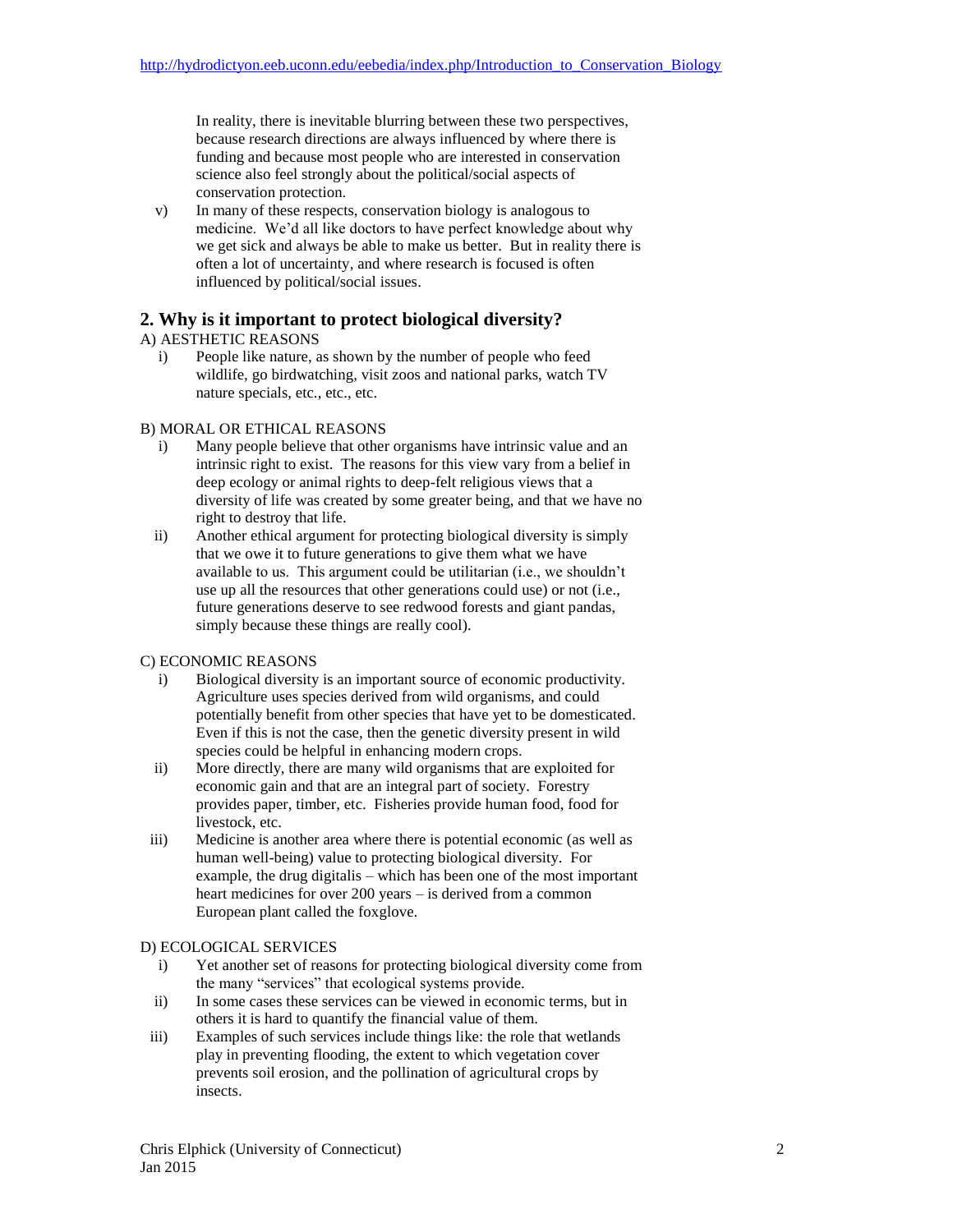In reality, there is inevitable blurring between these two perspectives, because research directions are always influenced by where there is funding and because most people who are interested in conservation science also feel strongly about the political/social aspects of conservation protection.

v) In many of these respects, conservation biology is analogous to medicine. We'd all like doctors to have perfect knowledge about why we get sick and always be able to make us better. But in reality there is often a lot of uncertainty, and where research is focused is often influenced by political/social issues.

## 2. Why is it important to protect biological diversity?

A) AESTHETIC REASONS

i) People like nature, as shown by the number of people who feed wildlife, go birdwatching, visit zoos and national parks, watch TV nature specials, etc., etc., etc.

B) MORAL OR ETHICAL REASONS

i) Many people believe that other organisms have intrinsic value and an intrinsic right to exist. The reasons for this view vary from a belief in deep ecology or animal rights to deep-felt religious views that a diversity of life was created by some greater being, and that we have no right to destroy that life.

ii) Another ethical argument for protecting biological diversity is simply that we owe it to future generations to give them what we have available to us. This argument could be utilitarian (i.e., we shouldn't use up all the resources that other generations could use) or not (i.e., future generations deserve to see redwood forests and giant pandas, simply because these things are really cool).

C) ECONOMIC REASONS

i) Biological diversity is an important source of economic productivity. Agriculture uses species derived from wild organisms, and could potentially benefit from other species that have yet to be domesticated. Even if this is not the case, then the genetic diversity present in wild species could be helpful in enhancing modern crops.

ii) More directly, there are many wild organisms that are exploited for economic gain and that are an integral part of society. Forestry provides paper, timber, etc. Fisheries provide human food, food for livestock, etc.

iii) Medicine is another area where there is potential economic (as well as human well-being) value to protecting biological diversity. For example, the drug digitalis – which has been one of the most important heart medicines for over 200 years – is derived from a common European plant called the foxglove.

D) ECOLOGICAL SERVICES

i) Yet another set of reasons for protecting biological diversity come from the many "services" that ecological systems provide.

ii) In some cases these services can be viewed in economic terms, but in others it is hard to quantify the financial value of them.

iii) Examples of such services include things like: the role that wetlands play in preventing flooding, the extent to which vegetation cover prevents soil erosion, and the pollination of agricultural crops by insects.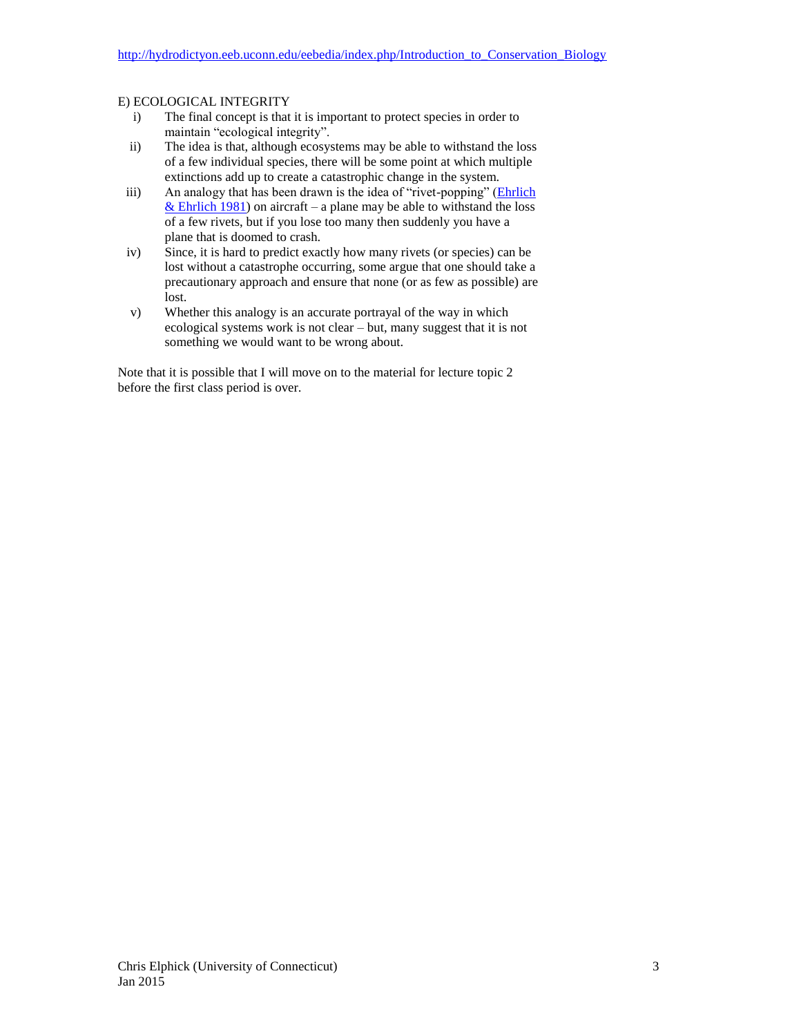http://hydrodictyon.eeb.uconn.edu/eebedia/index.php/Introduction_to_Conservation_Biology

E) ECOLOGICAL INTEGRITY

i) The final concept is that it is important to protect species in order to maintain "ecological integrity".

ii) The idea is that, although ecosystems may be able to withstand the loss of a few individual species, there will be some point at which multiple extinctions add up to create a catastrophic change in the system.

iii) An analogy that has been drawn is the idea of "rivet-popping" (Ehrlich & Ehrlich 1981) on aircraft – a plane may be able to withstand the loss of a few rivets, but if you lose too many then suddenly you have a plane that is doomed to crash.

iv) Since, it is hard to predict exactly how many rivets (or species) can be lost without a catastrophe occurring, some argue that one should take a precautionary approach and ensure that none (or as few as possible) are lost.

v) Whether this analogy is an accurate portrayal of the way in which ecological systems work is not clear – but, many suggest that it is not something we would want to be wrong about.

Note that it is possible that I will move on to the material for lecture topic 2 before the first class period is over.